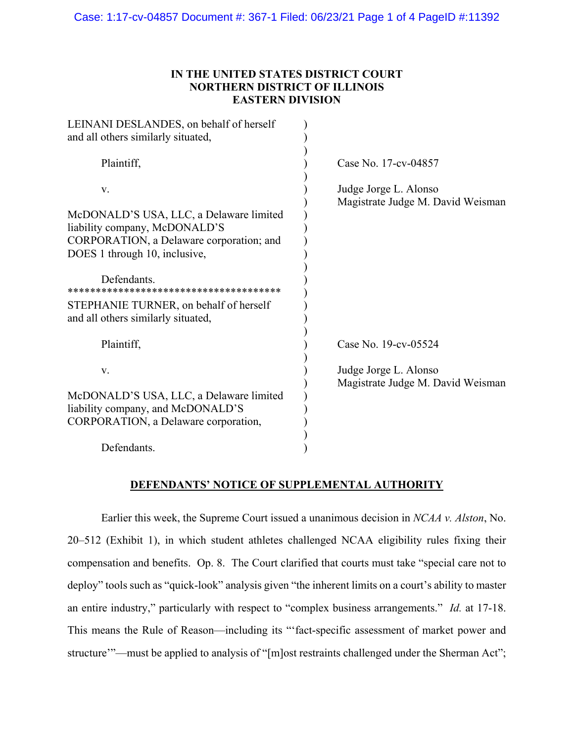**IN THE UNITED STATES DISTRICT COURT**
**NORTHERN DISTRICT OF ILLINOIS**
**EASTERN DIVISION**

| | |
|---|---|
| LEINANI DESLANDES, on behalf of herself and all others similarly situated,<br><br>Plaintiff,<br><br>v.<br><br>McDONALD'S USA, LLC, a Delaware limited liability company, McDONALD'S CORPORATION, a Delaware corporation; and DOES 1 through 10, inclusive,<br><br>Defendants. | Case No. 17-cv-04857<br><br>Judge Jorge L. Alonso<br>Magistrate Judge M. David Weisman |
| STEPHANIE TURNER, on behalf of herself and all others similarly situated,<br><br>Plaintiff,<br><br>v.<br><br>McDONALD'S USA, LLC, a Delaware limited liability company, and McDONALD'S CORPORATION, a Delaware corporation,<br><br>Defendants. | Case No. 19-cv-05524<br><br>Judge Jorge L. Alonso<br>Magistrate Judge M. David Weisman |

**DEFENDANTS' NOTICE OF SUPPLEMENTAL AUTHORITY**

Earlier this week, the Supreme Court issued a unanimous decision in *NCAA v. Alston*, No. 20–512 (Exhibit 1), in which student athletes challenged NCAA eligibility rules fixing their compensation and benefits. Op. 8. The Court clarified that courts must take "special care not to deploy" tools such as "quick-look" analysis given "the inherent limits on a court's ability to master an entire industry," particularly with respect to "complex business arrangements." *Id.* at 17-18. This means the Rule of Reason—including its "'fact-specific assessment of market power and structure'"—must be applied to analysis of "[m]ost restraints challenged under the Sherman Act";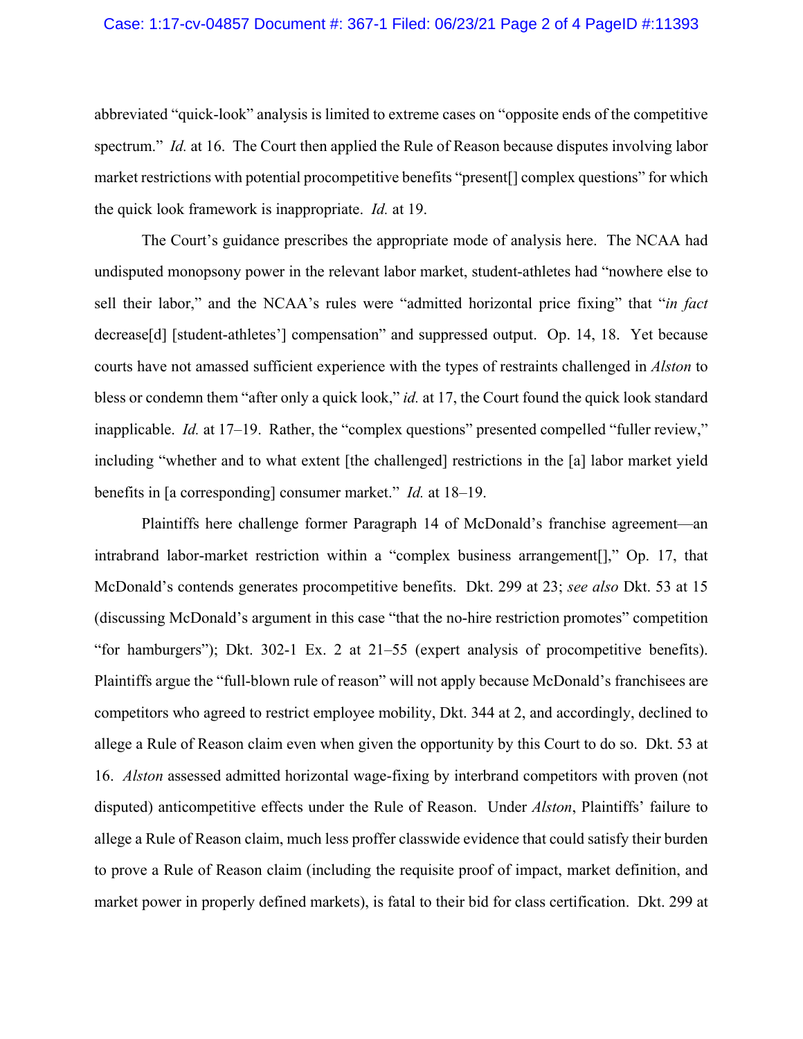abbreviated "quick-look" analysis is limited to extreme cases on "opposite ends of the competitive spectrum." *Id.* at 16. The Court then applied the Rule of Reason because disputes involving labor market restrictions with potential procompetitive benefits "present[] complex questions" for which the quick look framework is inappropriate. *Id.* at 19.

The Court's guidance prescribes the appropriate mode of analysis here. The NCAA had undisputed monopsony power in the relevant labor market, student-athletes had "nowhere else to sell their labor," and the NCAA's rules were "admitted horizontal price fixing" that "*in fact* decrease[d] [student-athletes'] compensation" and suppressed output. Op. 14, 18. Yet because courts have not amassed sufficient experience with the types of restraints challenged in *Alston* to bless or condemn them "after only a quick look," *id.* at 17, the Court found the quick look standard inapplicable. *Id.* at 17–19. Rather, the "complex questions" presented compelled "fuller review," including "whether and to what extent [the challenged] restrictions in the [a] labor market yield benefits in [a corresponding] consumer market." *Id.* at 18–19.

Plaintiffs here challenge former Paragraph 14 of McDonald's franchise agreement—an intrabrand labor-market restriction within a "complex business arrangement[]," Op. 17, that McDonald's contends generates procompetitive benefits. Dkt. 299 at 23; *see also* Dkt. 53 at 15 (discussing McDonald's argument in this case "that the no-hire restriction promotes" competition "for hamburgers"); Dkt. 302-1 Ex. 2 at 21–55 (expert analysis of procompetitive benefits). Plaintiffs argue the "full-blown rule of reason" will not apply because McDonald's franchisees are competitors who agreed to restrict employee mobility, Dkt. 344 at 2, and accordingly, declined to allege a Rule of Reason claim even when given the opportunity by this Court to do so. Dkt. 53 at 16. *Alston* assessed admitted horizontal wage-fixing by interbrand competitors with proven (not disputed) anticompetitive effects under the Rule of Reason. Under *Alston*, Plaintiffs' failure to allege a Rule of Reason claim, much less proffer classwide evidence that could satisfy their burden to prove a Rule of Reason claim (including the requisite proof of impact, market definition, and market power in properly defined markets), is fatal to their bid for class certification. Dkt. 299 at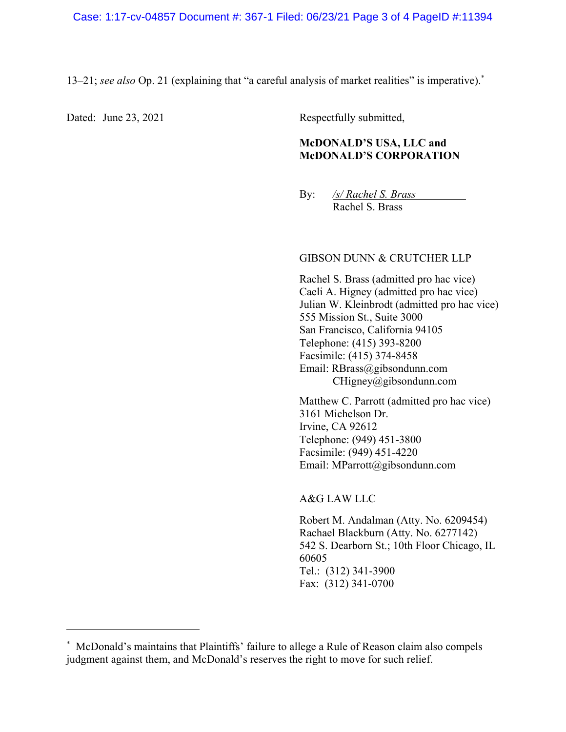13–21; *see also* Op. 21 (explaining that "a careful analysis of market realities" is imperative).[*]

Dated: June 23, 2021

Respectfully submitted,

**McDONALD'S USA, LLC and McDONALD'S CORPORATION**

By: */s/ Rachel S. Brass*
Rachel S. Brass

GIBSON DUNN & CRUTCHER LLP

Rachel S. Brass (admitted pro hac vice)
Caeli A. Higney (admitted pro hac vice)
Julian W. Kleinbrodt (admitted pro hac vice)
555 Mission St., Suite 3000
San Francisco, California 94105
Telephone: (415) 393-8200
Facsimile: (415) 374-8458
Email: RBrass@gibsondunn.com
CHigney@gibsondunn.com

Matthew C. Parrott (admitted pro hac vice)
3161 Michelson Dr.
Irvine, CA 92612
Telephone: (949) 451-3800
Facsimile: (949) 451-4220
Email: MParrott@gibsondunn.com

A&G LAW LLC

Robert M. Andalman (Atty. No. 6209454)
Rachael Blackburn (Atty. No. 6277142)
542 S. Dearborn St.; 10th Floor Chicago, IL 60605
Tel.: (312) 341-3900
Fax: (312) 341-0700

---

[*] McDonald's maintains that Plaintiffs' failure to allege a Rule of Reason claim also compels judgment against them, and McDonald's reserves the right to move for such relief.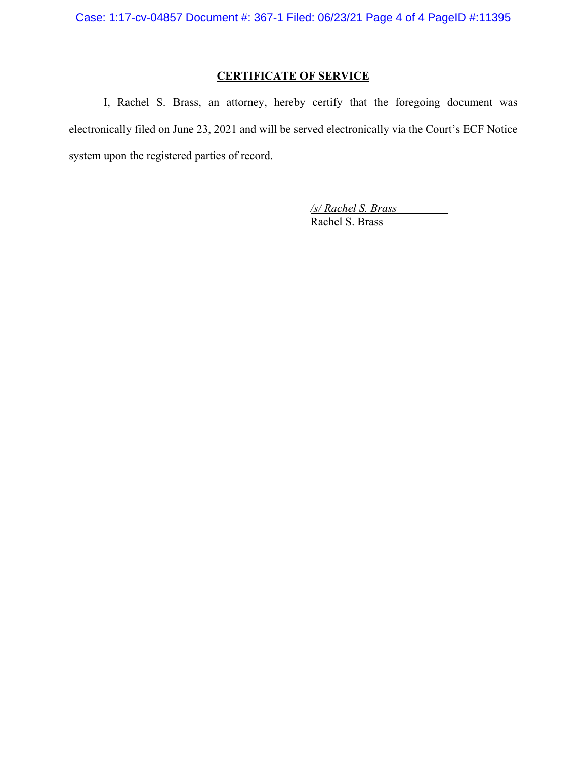# CERTIFICATE OF SERVICE

I, Rachel S. Brass, an attorney, hereby certify that the foregoing document was electronically filed on June 23, 2021 and will be served electronically via the Court's ECF Notice system upon the registered parties of record.

*/s/ Rachel S. Brass*
Rachel S. Brass